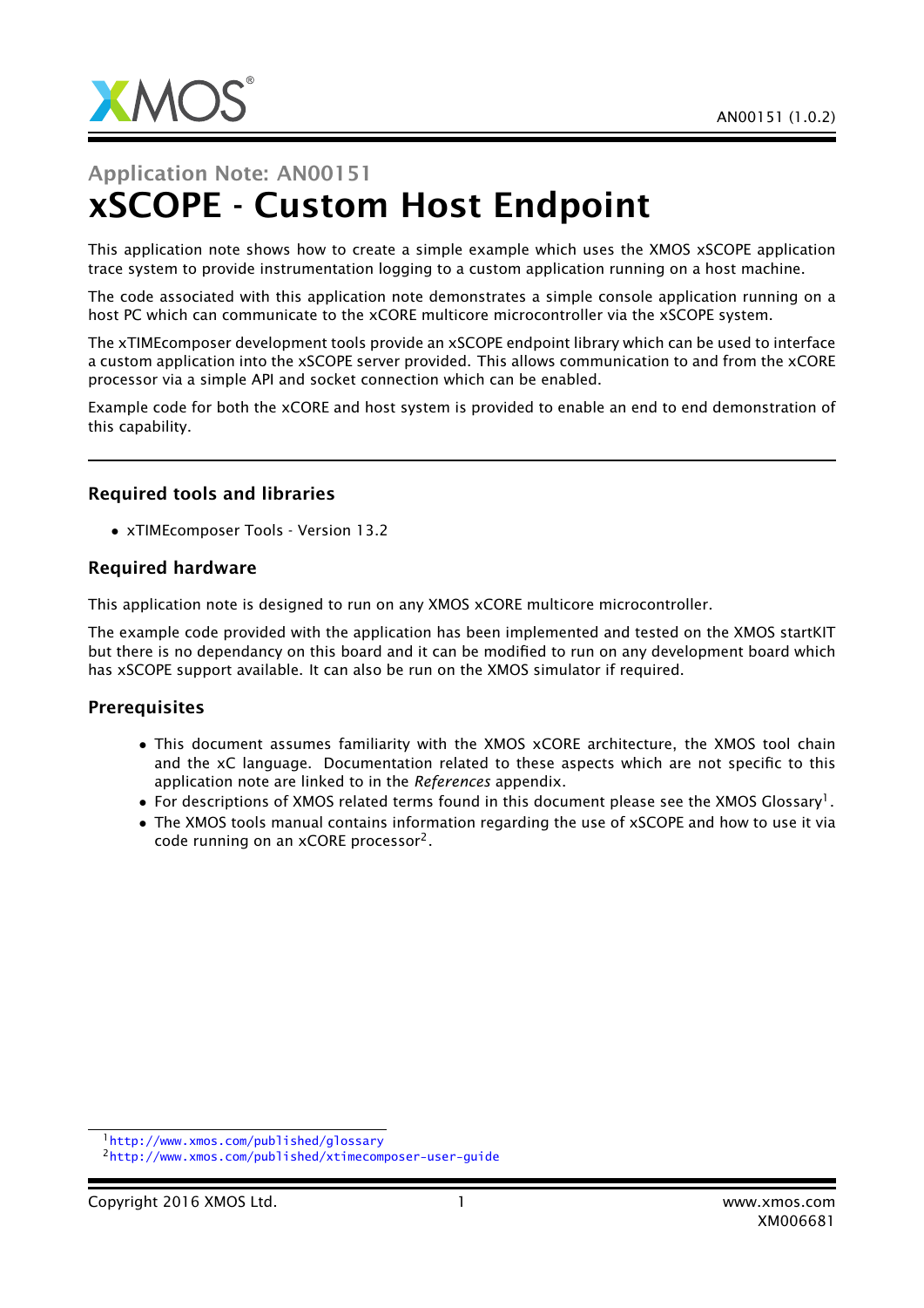## Application Note: AN00151

# xSCOPE - Custom Host Endpoint

This application note shows how to create a simple example which uses the XMOS xSCOPE application trace system to provide instrumentation logging to a custom application running on a host machine.

The code associated with this application note demonstrates a simple console application running on a host PC which can communicate to the xCORE multicore microcontroller via the xSCOPE system.

The xTIMEcomposer development tools provide an xSCOPE endpoint library which can be used to interface a custom application into the xSCOPE server provided. This allows communication to and from the xCORE processor via a simple API and socket connection which can be enabled.

Example code for both the xCORE and host system is provided to enable an end to end demonstration of this capability.

### Required tools and libraries

- xTIMEcomposer Tools - Version 13.2

### Required hardware

This application note is designed to run on any XMOS xCORE multicore microcontroller.

The example code provided with the application has been implemented and tested on the XMOS startKIT but there is no dependancy on this board and it can be modified to run on any development board which has xSCOPE support available. It can also be run on the XMOS simulator if required.

### Prerequisites

- This document assumes familiarity with the XMOS xCORE architecture, the XMOS tool chain and the xC language. Documentation related to these aspects which are not specific to this application note are linked to in the *References* appendix.
- For descriptions of XMOS related terms found in this document please see the XMOS Glossary[1].
- The XMOS tools manual contains information regarding the use of xSCOPE and how to use it via code running on an xCORE processor[2].

[1] http://www.xmos.com/published/glossary

[2] http://www.xmos.com/published/xtimecomposer-user-guide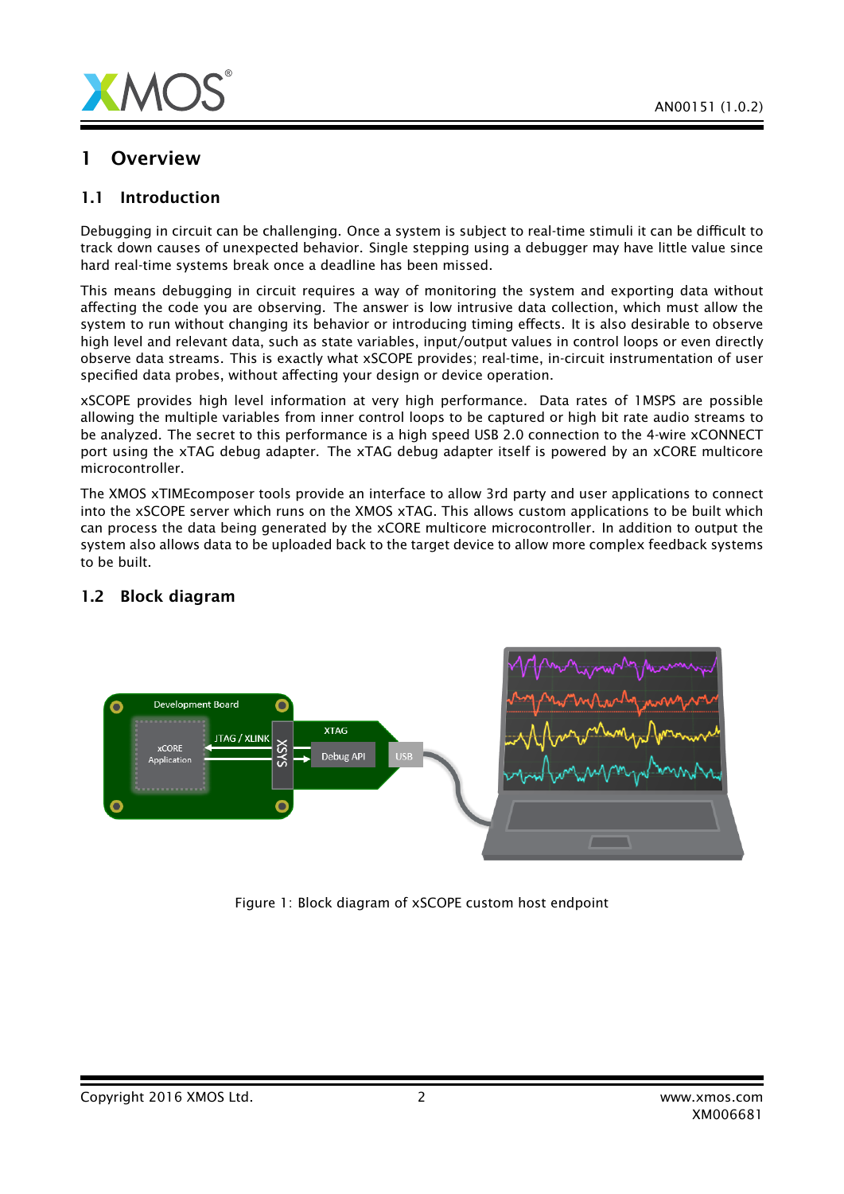# 1 Overview

## 1.1 Introduction

Debugging in circuit can be challenging. Once a system is subject to real-time stimuli it can be difficult to track down causes of unexpected behavior. Single stepping using a debugger may have little value since hard real-time systems break once a deadline has been missed.

This means debugging in circuit requires a way of monitoring the system and exporting data without affecting the code you are observing. The answer is low intrusive data collection, which must allow the system to run without changing its behavior or introducing timing effects. It is also desirable to observe high level and relevant data, such as state variables, input/output values in control loops or even directly observe data streams. This is exactly what xSCOPE provides; real-time, in-circuit instrumentation of user specified data probes, without affecting your design or device operation.

xSCOPE provides high level information at very high performance. Data rates of 1MSPS are possible allowing the multiple variables from inner control loops to be captured or high bit rate audio streams to be analyzed. The secret to this performance is a high speed USB 2.0 connection to the 4-wire xCONNECT port using the xTAG debug adapter. The xTAG debug adapter itself is powered by an xCORE multicore microcontroller.

The XMOS xTIMEcomposer tools provide an interface to allow 3rd party and user applications to connect into the xSCOPE server which runs on the XMOS xTAG. This allows custom applications to be built which can process the data being generated by the xCORE multicore microcontroller. In addition to output the system also allows data to be uploaded back to the target device to allow more complex feedback systems to be built.

## 1.2 Block diagram

Figure 1: Block diagram of xSCOPE custom host endpoint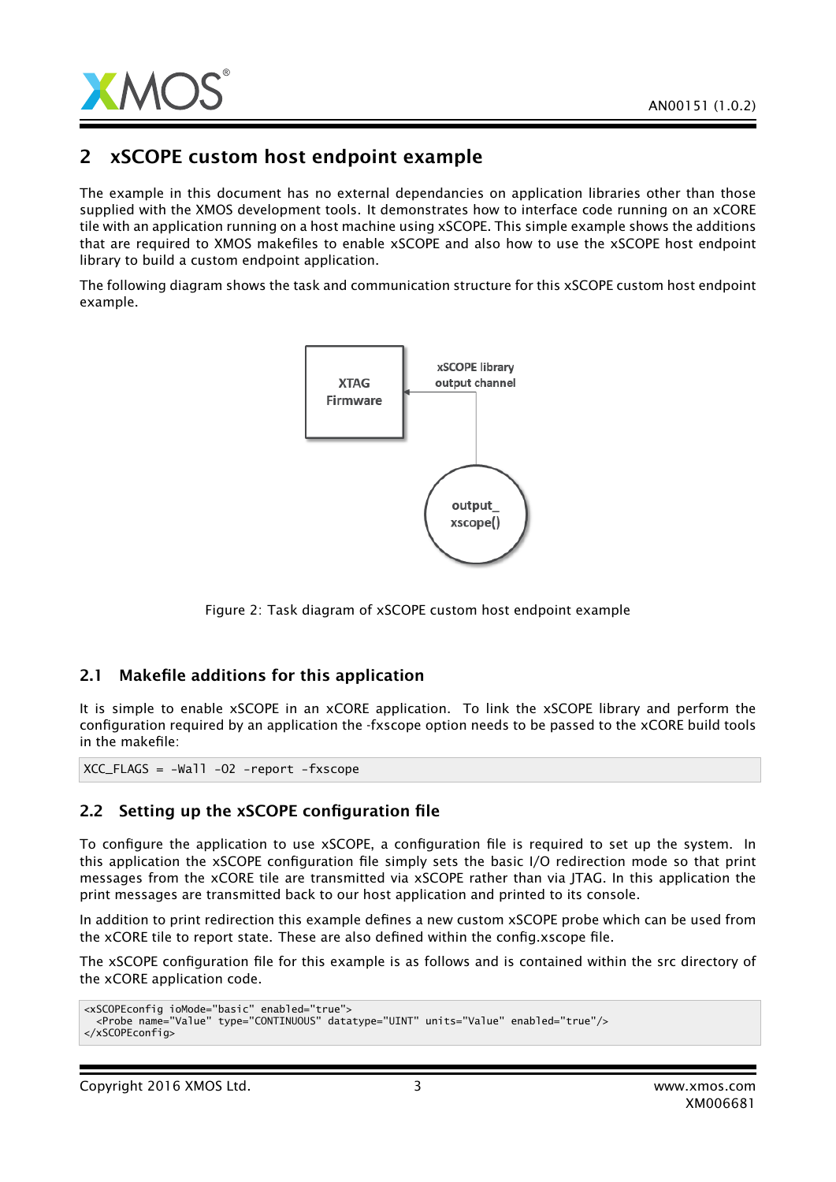## 2 xSCOPE custom host endpoint example

The example in this document has no external dependancies on application libraries other than those supplied with the XMOS development tools. It demonstrates how to interface code running on an xCORE tile with an application running on a host machine using xSCOPE. This simple example shows the additions that are required to XMOS makefiles to enable xSCOPE and also how to use the xSCOPE host endpoint library to build a custom endpoint application.

The following diagram shows the task and communication structure for this xSCOPE custom host endpoint example.

Figure 2: Task diagram of xSCOPE custom host endpoint example

### 2.1 Makefile additions for this application

It is simple to enable xSCOPE in an xCORE application. To link the xSCOPE library and perform the configuration required by an application the -fxscope option needs to be passed to the xCORE build tools in the makefile:

```
XCC_FLAGS = -Wall -O2 -report -fxscope
```

### 2.2 Setting up the xSCOPE configuration file

To configure the application to use xSCOPE, a configuration file is required to set up the system. In this application the xSCOPE configuration file simply sets the basic I/O redirection mode so that print messages from the xCORE tile are transmitted via xSCOPE rather than via JTAG. In this application the print messages are transmitted back to our host application and printed to its console.

In addition to print redirection this example defines a new custom xSCOPE probe which can be used from the xCORE tile to report state. These are also defined within the config.xscope file.

The xSCOPE configuration file for this example is as follows and is contained within the src directory of the xCORE application code.

```
<xSCOPEconfig ioMode="basic" enabled="true">
  <Probe name="Value" type="CONTINUOUS" datatype="UINT" units="Value" enabled="true"/>
</xSCOPEconfig>
```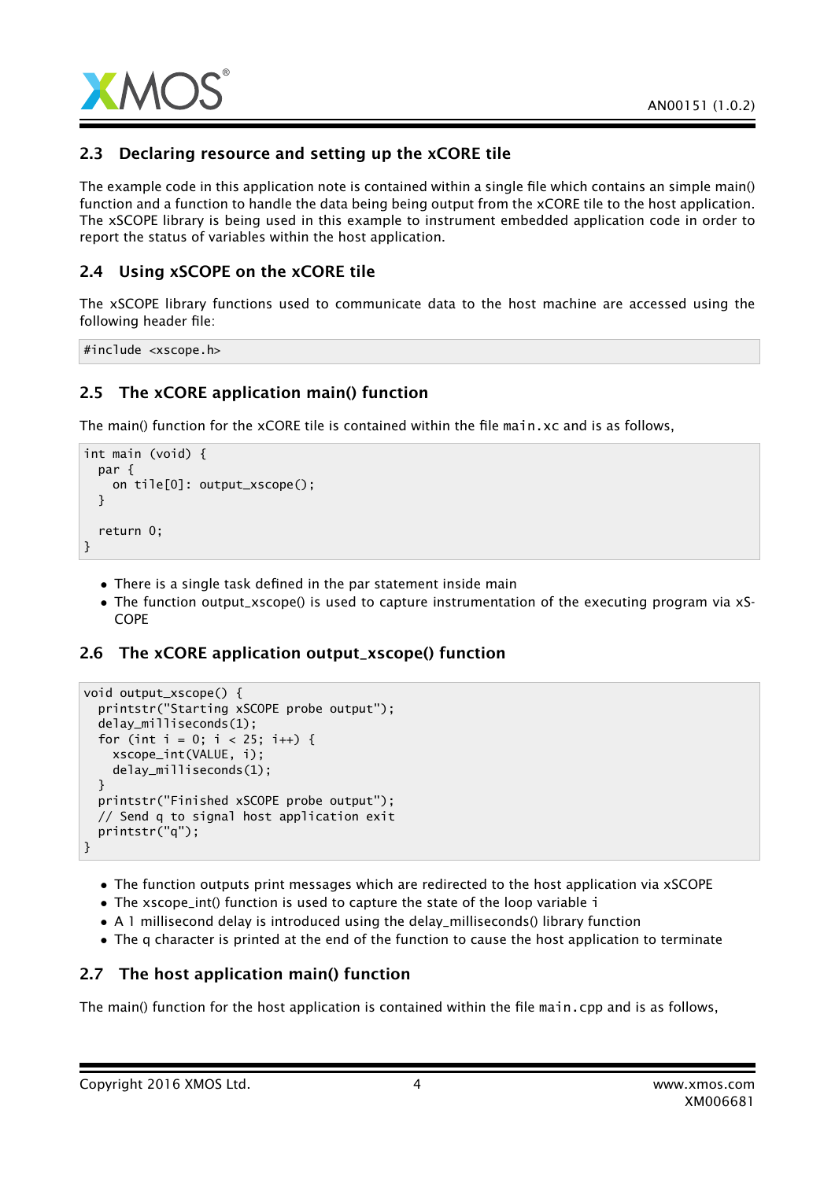## 2.3 Declaring resource and setting up the xCORE tile

The example code in this application note is contained within a single file which contains an simple main() function and a function to handle the data being being output from the xCORE tile to the host application. The xSCOPE library is being used in this example to instrument embedded application code in order to report the status of variables within the host application.

## 2.4 Using xSCOPE on the xCORE tile

The xSCOPE library functions used to communicate data to the host machine are accessed using the following header file:

```
#include <xscope.h>
```

## 2.5 The xCORE application main() function

The main() function for the xCORE tile is contained within the file `main.xc` and is as follows,

```
int main (void) {
  par {
    on tile[0]: output_xscope();
  }

  return 0;
}
```

- There is a single task defined in the par statement inside main
- The function output_xscope() is used to capture instrumentation of the executing program via xSCOPE

## 2.6 The xCORE application output_xscope() function

```
void output_xscope() {
  printstr("Starting xSCOPE probe output");
  delay_milliseconds(1);
  for (int i = 0; i < 25; i++) {
    xscope_int(VALUE, i);
    delay_milliseconds(1);
  }
  printstr("Finished xSCOPE probe output");
  // Send q to signal host application exit
  printstr("q");
}
```

- The function outputs print messages which are redirected to the host application via xSCOPE
- The xscope_int() function is used to capture the state of the loop variable `i`
- A 1 millisecond delay is introduced using the delay_milliseconds() library function
- The q character is printed at the end of the function to cause the host application to terminate

## 2.7 The host application main() function

The main() function for the host application is contained within the file `main.cpp` and is as follows,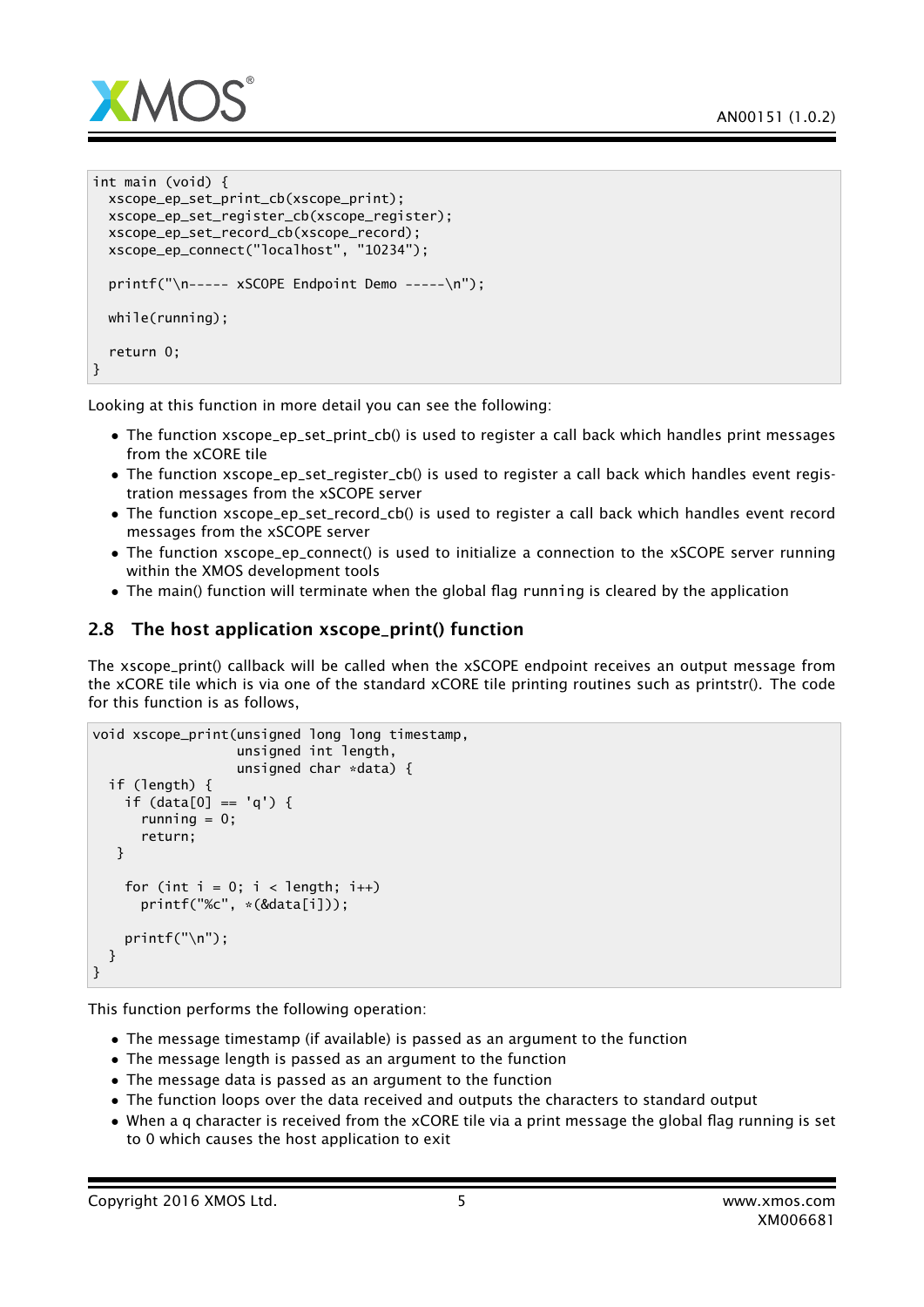```
int main (void) {
  xscope_ep_set_print_cb(xscope_print);
  xscope_ep_set_register_cb(xscope_register);
  xscope_ep_set_record_cb(xscope_record);
  xscope_ep_connect("localhost", "10234");

  printf("\n----- xSCOPE Endpoint Demo -----\n");

  while(running);

  return 0;
}
```

Looking at this function in more detail you can see the following:

- The function xscope_ep_set_print_cb() is used to register a call back which handles print messages from the xCORE tile
- The function xscope_ep_set_register_cb() is used to register a call back which handles event registration messages from the xSCOPE server
- The function xscope_ep_set_record_cb() is used to register a call back which handles event record messages from the xSCOPE server
- The function xscope_ep_connect() is used to initialize a connection to the xSCOPE server running within the XMOS development tools
- The main() function will terminate when the global flag `running` is cleared by the application

## 2.8 The host application xscope_print() function

The xscope_print() callback will be called when the xSCOPE endpoint receives an output message from the xCORE tile which is via one of the standard xCORE tile printing routines such as printstr(). The code for this function is as follows,

```
void xscope_print(unsigned long long timestamp,
                  unsigned int length,
                  unsigned char *data) {
  if (length) {
    if (data[0] == 'q') {
      running = 0;
      return;
   }

    for (int i = 0; i < length; i++)
      printf("%c", *(&data[i]));

    printf("\n");
  }
}
```

This function performs the following operation:

- The message timestamp (if available) is passed as an argument to the function
- The message length is passed as an argument to the function
- The message data is passed as an argument to the function
- The function loops over the data received and outputs the characters to standard output
- When a q character is received from the xCORE tile via a print message the global flag running is set to 0 which causes the host application to exit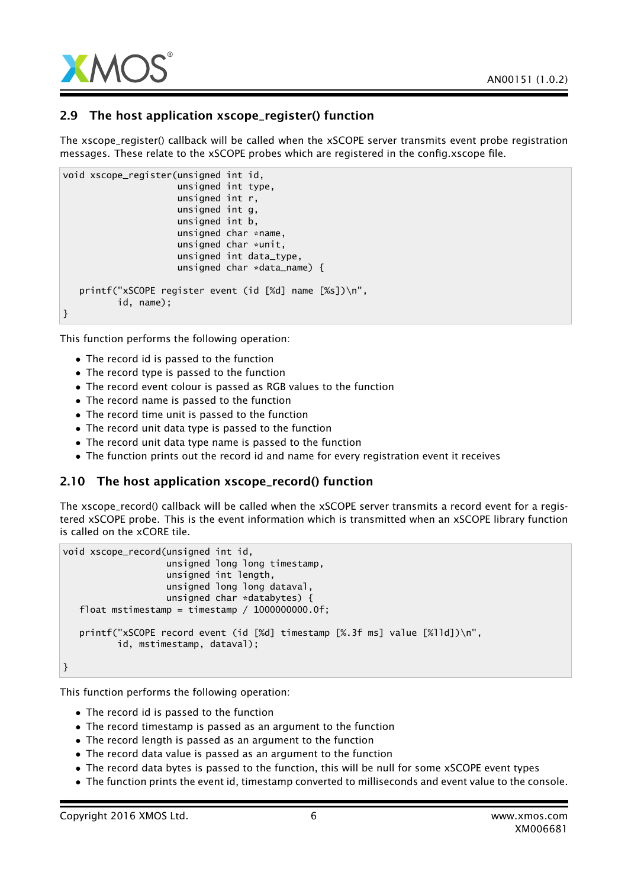## 2.9 The host application xscope_register() function

The xscope_register() callback will be called when the xSCOPE server transmits event probe registration messages. These relate to the xSCOPE probes which are registered in the config.xscope file.

```
void xscope_register(unsigned int id,
                     unsigned int type,
                     unsigned int r,
                     unsigned int g,
                     unsigned int b,
                     unsigned char *name,
                     unsigned char *unit,
                     unsigned int data_type,
                     unsigned char *data_name) {

   printf("xSCOPE register event (id [%d] name [%s])\n",
          id, name);
}
```

This function performs the following operation:

- The record id is passed to the function
- The record type is passed to the function
- The record event colour is passed as RGB values to the function
- The record name is passed to the function
- The record time unit is passed to the function
- The record unit data type is passed to the function
- The record unit data type name is passed to the function
- The function prints out the record id and name for every registration event it receives

## 2.10 The host application xscope_record() function

The xscope_record() callback will be called when the xSCOPE server transmits a record event for a registered xSCOPE probe. This is the event information which is transmitted when an xSCOPE library function is called on the xCORE tile.

```
void xscope_record(unsigned int id,
                   unsigned long long timestamp,
                   unsigned int length,
                   unsigned long long dataval,
                   unsigned char *databytes) {
   float mstimestamp = timestamp / 1000000000.0f;

   printf("xSCOPE record event (id [%d] timestamp [%.3f ms] value [%lld])\n",
          id, mstimestamp, dataval);

}
```

This function performs the following operation:

- The record id is passed to the function
- The record timestamp is passed as an argument to the function
- The record length is passed as an argument to the function
- The record data value is passed as an argument to the function
- The record data bytes is passed to the function, this will be null for some xSCOPE event types
- The function prints the event id, timestamp converted to milliseconds and event value to the console.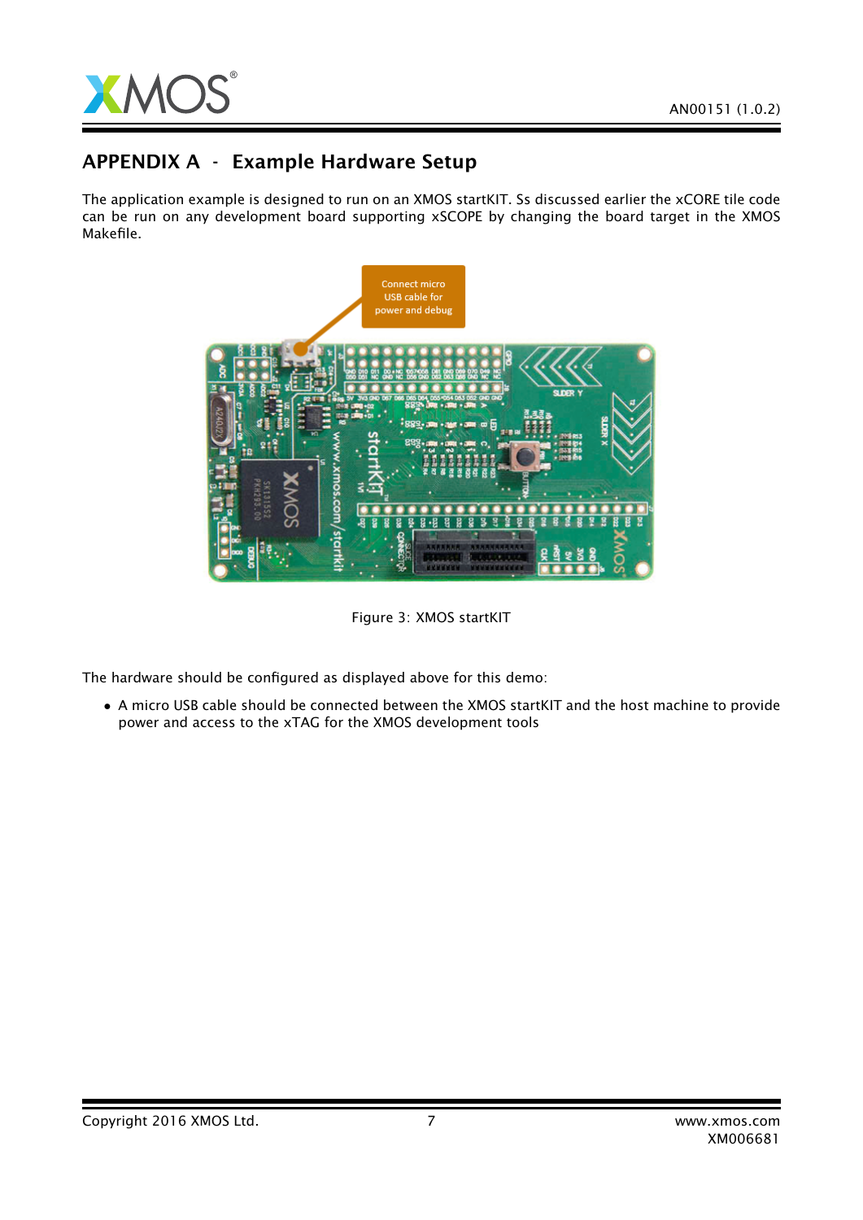## APPENDIX A - Example Hardware Setup

The application example is designed to run on an XMOS startKIT. Ss discussed earlier the xCORE tile code can be run on any development board supporting xSCOPE by changing the board target in the XMOS Makefile.

Figure 3: XMOS startKIT

The hardware should be configured as displayed above for this demo:

- A micro USB cable should be connected between the XMOS startKIT and the host machine to provide power and access to the xTAG for the XMOS development tools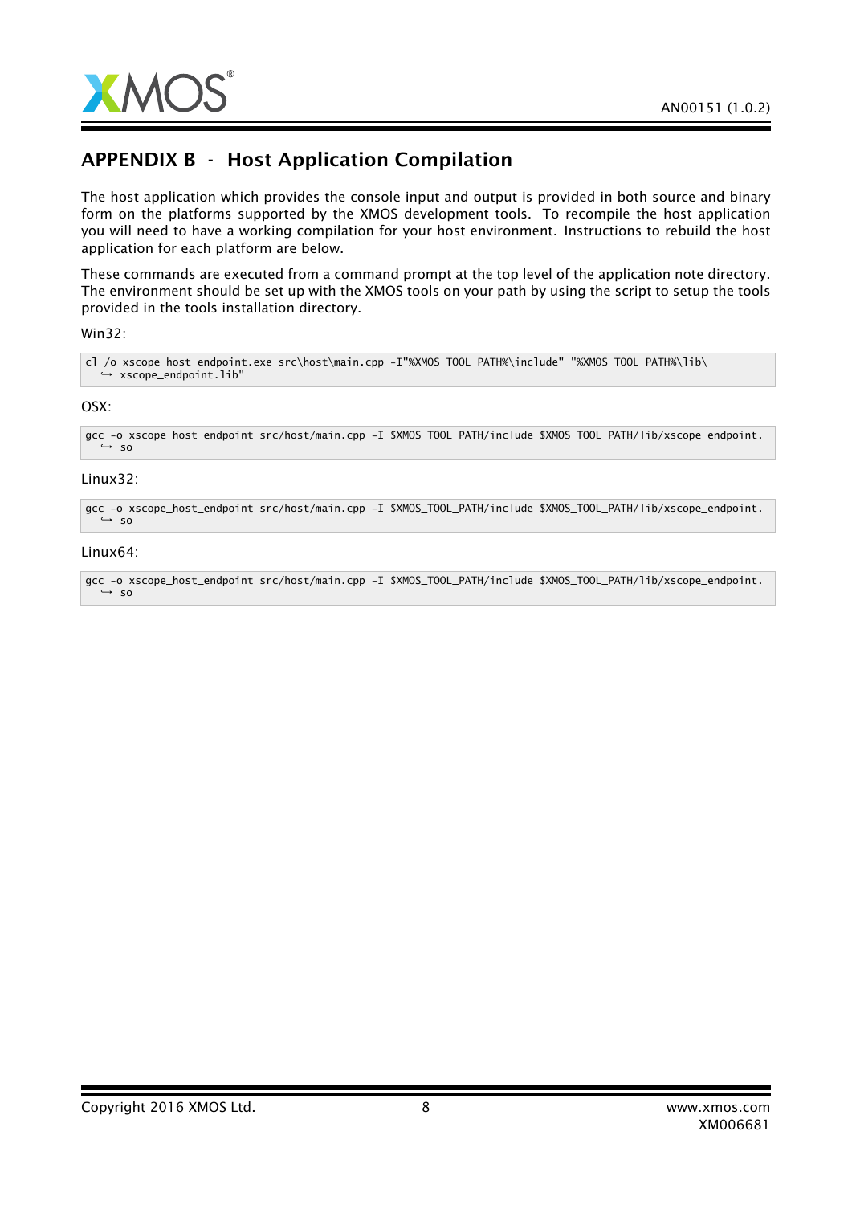## APPENDIX B - Host Application Compilation

The host application which provides the console input and output is provided in both source and binary form on the platforms supported by the XMOS development tools. To recompile the host application you will need to have a working compilation for your host environment. Instructions to rebuild the host application for each platform are below.

These commands are executed from a command prompt at the top level of the application note directory. The environment should be set up with the XMOS tools on your path by using the script to setup the tools provided in the tools installation directory.

Win32:

```
cl /o xscope_host_endpoint.exe src\host\main.cpp -I"%XMOS_TOOL_PATH%\include" "%XMOS_TOOL_PATH%\lib\xscope_endpoint.lib"
```

OSX:

```
gcc -o xscope_host_endpoint src/host/main.cpp -I $XMOS_TOOL_PATH/include $XMOS_TOOL_PATH/lib/xscope_endpoint.so
```

Linux32:

```
gcc -o xscope_host_endpoint src/host/main.cpp -I $XMOS_TOOL_PATH/include $XMOS_TOOL_PATH/lib/xscope_endpoint.so
```

Linux64:

```
gcc -o xscope_host_endpoint src/host/main.cpp -I $XMOS_TOOL_PATH/include $XMOS_TOOL_PATH/lib/xscope_endpoint.so
```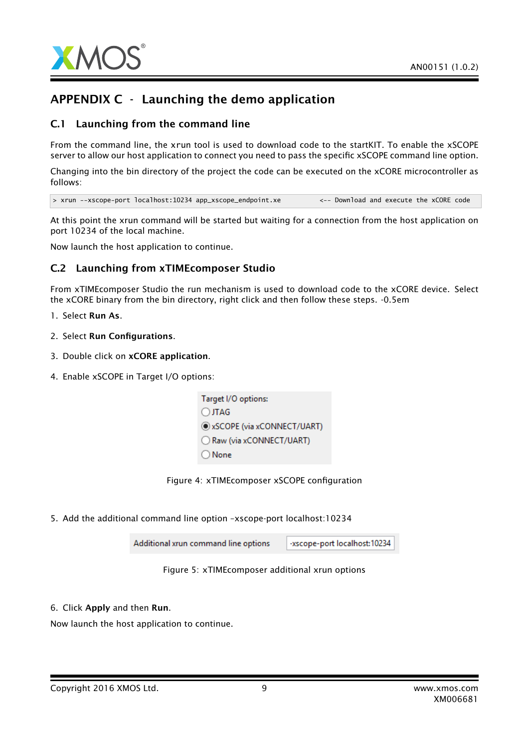# APPENDIX C - Launching the demo application

## C.1 Launching from the command line

From the command line, the xrun tool is used to download code to the startKIT. To enable the xSCOPE server to allow our host application to connect you need to pass the specific xSCOPE command line option.

Changing into the bin directory of the project the code can be executed on the xCORE microcontroller as follows:

```
> xrun --xscope-port localhost:10234 app_xscope_endpoint.xe          <-- Download and execute the xCORE code
```

At this point the xrun command will be started but waiting for a connection from the host application on port 10234 of the local machine.

Now launch the host application to continue.

## C.2 Launching from xTIMEcomposer Studio

From xTIMEcomposer Studio the run mechanism is used to download code to the xCORE device. Select the xCORE binary from the bin directory, right click and then follow these steps. -0.5em

1. Select **Run As**.
2. Select **Run Configurations**.
3. Double click on **xCORE application**.
4. Enable xSCOPE in Target I/O options:

Target I/O options:
- ○ JTAG
- ◉ xSCOPE (via xCONNECT/UART)
- ○ Raw (via xCONNECT/UART)
- ○ None

Figure 4: xTIMEcomposer xSCOPE configuration

5. Add the additional command line option -xscope-port localhost:10234

| Additional xrun command line options | -xscope-port localhost:10234 |
|---|---|

Figure 5: xTIMEcomposer additional xrun options

6. Click **Apply** and then **Run**.

Now launch the host application to continue.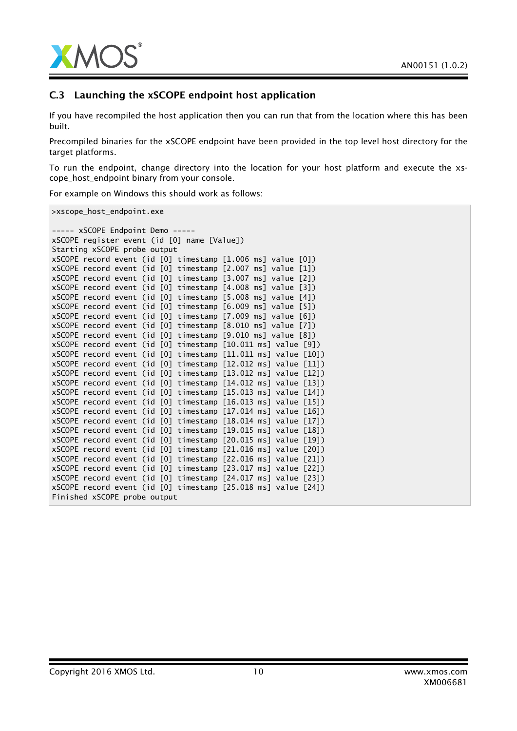### C.3 Launching the xSCOPE endpoint host application

If you have recompiled the host application then you can run that from the location where this has been built.

Precompiled binaries for the xSCOPE endpoint have been provided in the top level host directory for the target platforms.

To run the endpoint, change directory into the location for your host platform and execute the xscope_host_endpoint binary from your console.

For example on Windows this should work as follows:

```
>xscope_host_endpoint.exe

----- xSCOPE Endpoint Demo -----
xSCOPE register event (id [0] name [Value])
Starting xSCOPE probe output
xSCOPE record event (id [0] timestamp [1.006 ms] value [0])
xSCOPE record event (id [0] timestamp [2.007 ms] value [1])
xSCOPE record event (id [0] timestamp [3.007 ms] value [2])
xSCOPE record event (id [0] timestamp [4.008 ms] value [3])
xSCOPE record event (id [0] timestamp [5.008 ms] value [4])
xSCOPE record event (id [0] timestamp [6.009 ms] value [5])
xSCOPE record event (id [0] timestamp [7.009 ms] value [6])
xSCOPE record event (id [0] timestamp [8.010 ms] value [7])
xSCOPE record event (id [0] timestamp [9.010 ms] value [8])
xSCOPE record event (id [0] timestamp [10.011 ms] value [9])
xSCOPE record event (id [0] timestamp [11.011 ms] value [10])
xSCOPE record event (id [0] timestamp [12.012 ms] value [11])
xSCOPE record event (id [0] timestamp [13.012 ms] value [12])
xSCOPE record event (id [0] timestamp [14.012 ms] value [13])
xSCOPE record event (id [0] timestamp [15.013 ms] value [14])
xSCOPE record event (id [0] timestamp [16.013 ms] value [15])
xSCOPE record event (id [0] timestamp [17.014 ms] value [16])
xSCOPE record event (id [0] timestamp [18.014 ms] value [17])
xSCOPE record event (id [0] timestamp [19.015 ms] value [18])
xSCOPE record event (id [0] timestamp [20.015 ms] value [19])
xSCOPE record event (id [0] timestamp [21.016 ms] value [20])
xSCOPE record event (id [0] timestamp [22.016 ms] value [21])
xSCOPE record event (id [0] timestamp [23.017 ms] value [22])
xSCOPE record event (id [0] timestamp [24.017 ms] value [23])
xSCOPE record event (id [0] timestamp [25.018 ms] value [24])
Finished xSCOPE probe output
```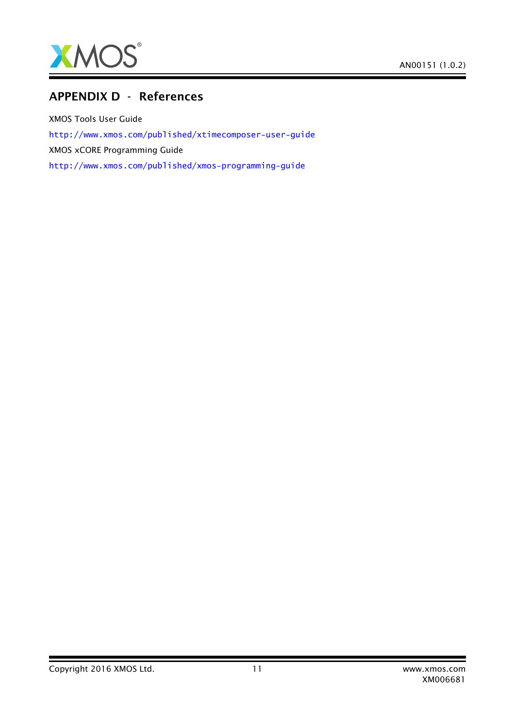## APPENDIX D - References

XMOS Tools User Guide

http://www.xmos.com/published/xtimecomposer-user-guide

XMOS xCORE Programming Guide

http://www.xmos.com/published/xmos-programming-guide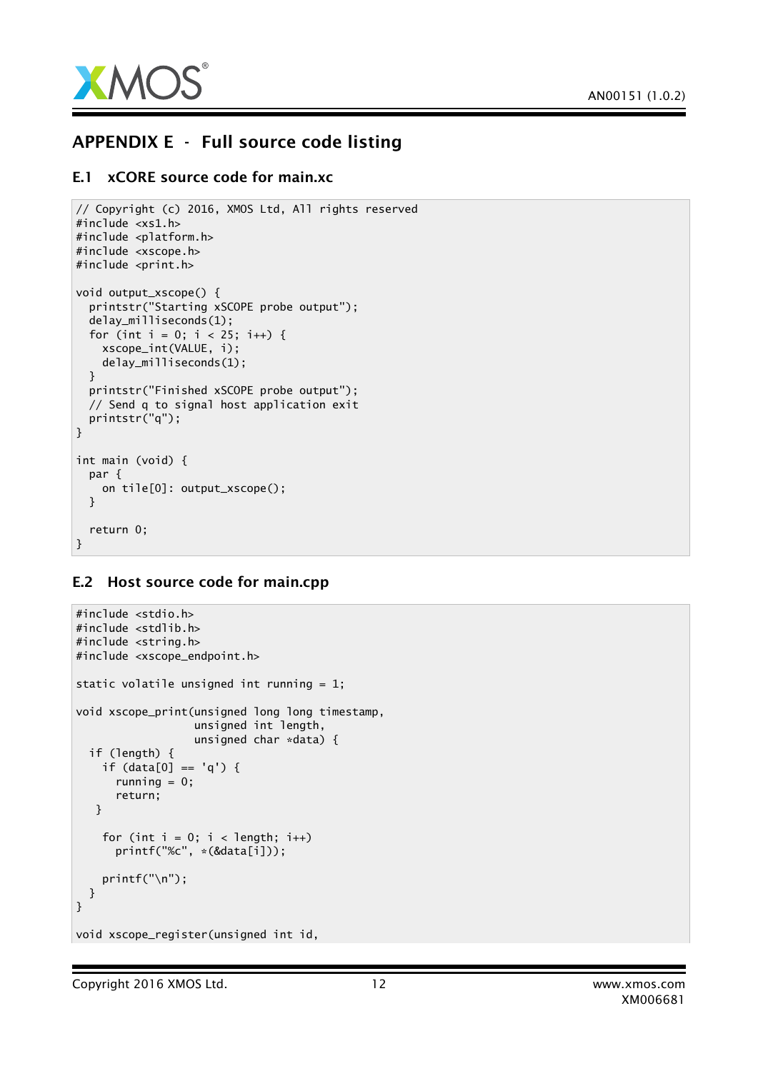## APPENDIX E - Full source code listing

### E.1 xCORE source code for main.xc

```
// Copyright (c) 2016, XMOS Ltd, All rights reserved
#include <xs1.h>
#include <platform.h>
#include <xscope.h>
#include <print.h>

void output_xscope() {
  printstr("Starting xSCOPE probe output");
  delay_milliseconds(1);
  for (int i = 0; i < 25; i++) {
    xscope_int(VALUE, i);
    delay_milliseconds(1);
  }
  printstr("Finished xSCOPE probe output");
  // Send q to signal host application exit
  printstr("q");
}

int main (void) {
  par {
    on tile[0]: output_xscope();
  }

  return 0;
}
```

### E.2 Host source code for main.cpp

```
#include <stdio.h>
#include <stdlib.h>
#include <string.h>
#include <xscope_endpoint.h>

static volatile unsigned int running = 1;

void xscope_print(unsigned long long timestamp,
                  unsigned int length,
                  unsigned char *data) {
  if (length) {
    if (data[0] == 'q') {
      running = 0;
      return;
   }

    for (int i = 0; i < length; i++)
      printf("%c", *(&data[i]));

    printf("\n");
  }
}

void xscope_register(unsigned int id,
```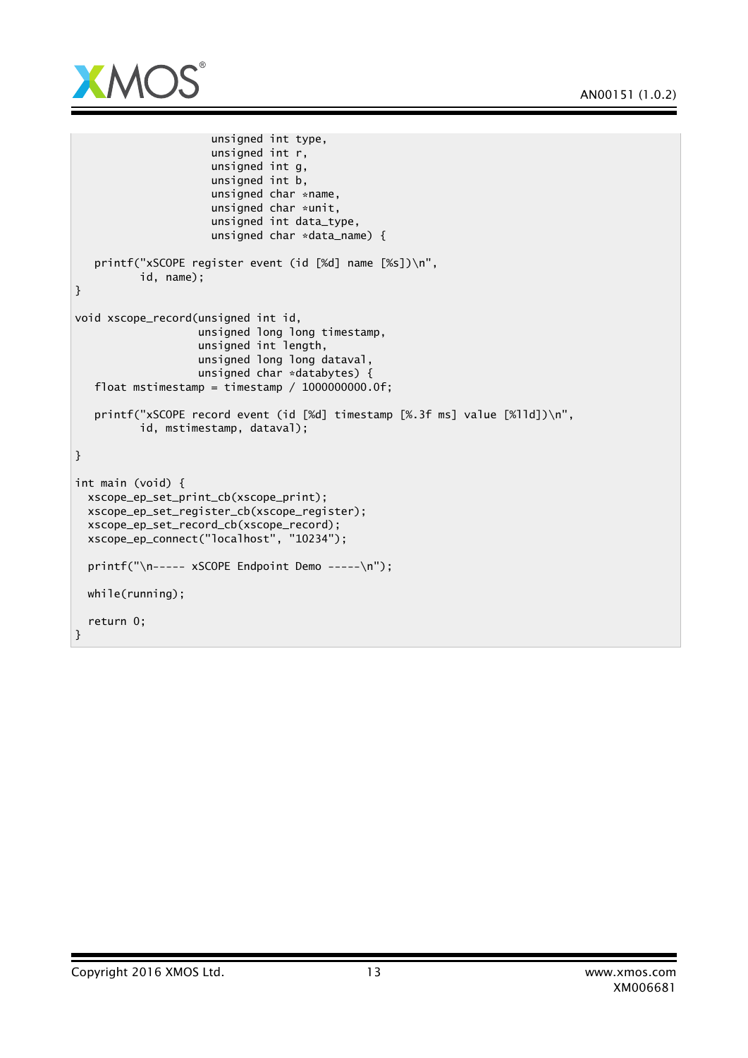```
                     unsigned int type,
                     unsigned int r,
                     unsigned int g,
                     unsigned int b,
                     unsigned char *name,
                     unsigned char *unit,
                     unsigned int data_type,
                     unsigned char *data_name) {

   printf("xSCOPE register event (id [%d] name [%s])\n",
          id, name);
}

void xscope_record(unsigned int id,
                   unsigned long long timestamp,
                   unsigned int length,
                   unsigned long long dataval,
                   unsigned char *databytes) {
   float mstimestamp = timestamp / 1000000000.0f;

   printf("xSCOPE record event (id [%d] timestamp [%.3f ms] value [%lld])\n",
          id, mstimestamp, dataval);

}

int main (void) {
  xscope_ep_set_print_cb(xscope_print);
  xscope_ep_set_register_cb(xscope_register);
  xscope_ep_set_record_cb(xscope_record);
  xscope_ep_connect("localhost", "10234");

  printf("\n----- xSCOPE Endpoint Demo -----\n");

  while(running);

  return 0;
}
```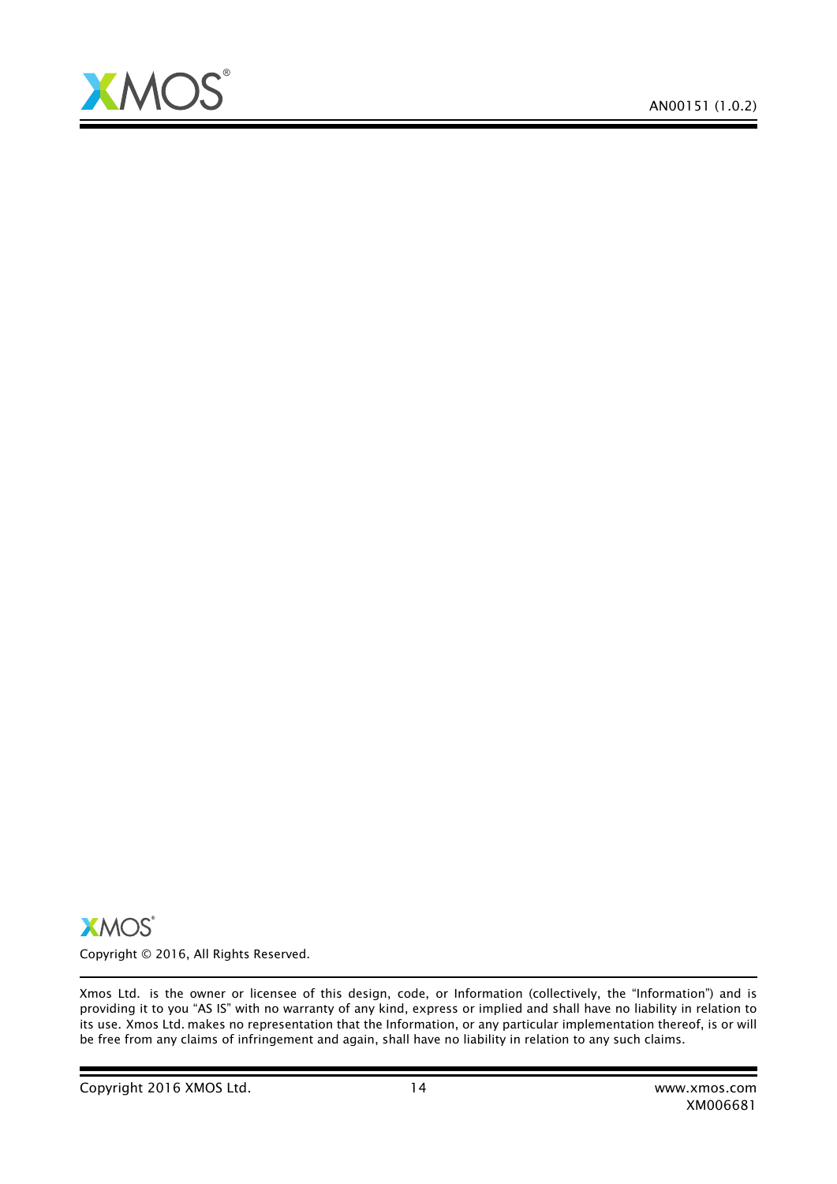Copyright © 2016, All Rights Reserved.

Xmos Ltd. is the owner or licensee of this design, code, or Information (collectively, the "Information") and is providing it to you "AS IS" with no warranty of any kind, express or implied and shall have no liability in relation to its use. Xmos Ltd. makes no representation that the Information, or any particular implementation thereof, is or will be free from any claims of infringement and again, shall have no liability in relation to any such claims.